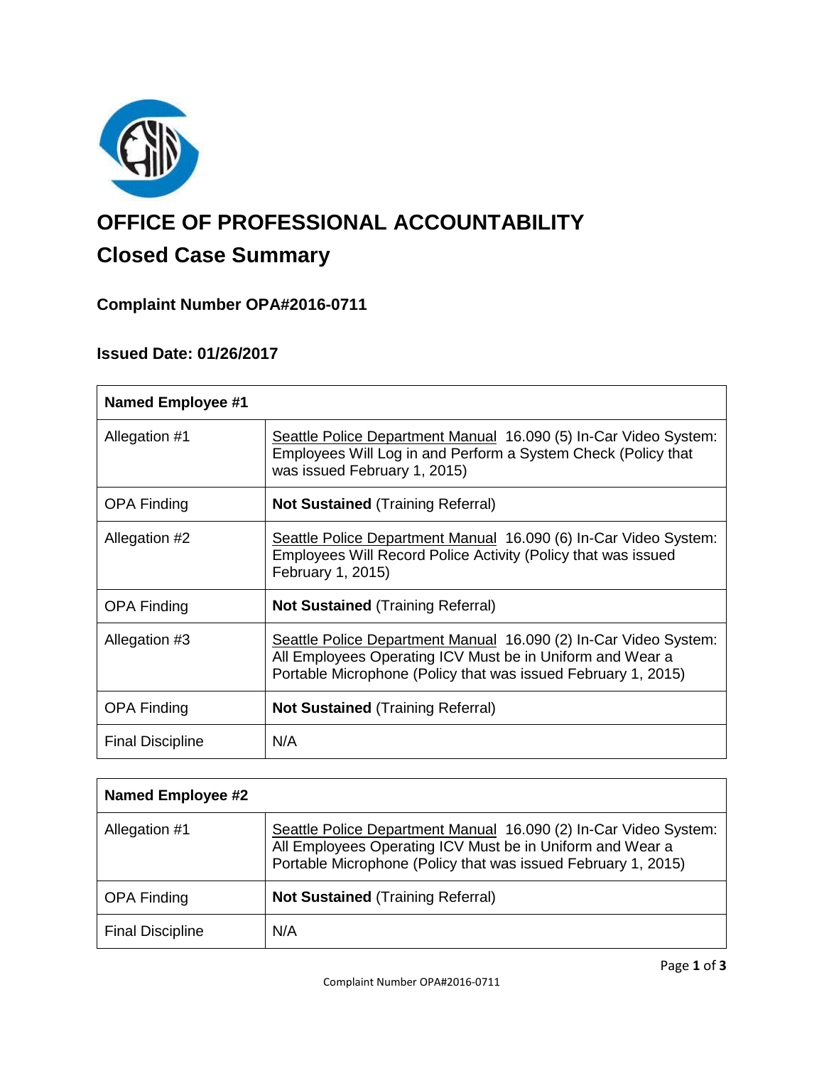# OFFICE OF PROFESSIONAL ACCOUNTABILITY

## Closed Case Summary

### Complaint Number OPA#2016-0711

### Issued Date: 01/26/2017

| Named Employee #1 | |
|---|---|
| Allegation #1 | Seattle Police Department Manual 16.090 (5) In-Car Video System: Employees Will Log in and Perform a System Check (Policy that was issued February 1, 2015) |
| OPA Finding | **Not Sustained** (Training Referral) |
| Allegation #2 | Seattle Police Department Manual 16.090 (6) In-Car Video System: Employees Will Record Police Activity (Policy that was issued February 1, 2015) |
| OPA Finding | **Not Sustained** (Training Referral) |
| Allegation #3 | Seattle Police Department Manual 16.090 (2) In-Car Video System: All Employees Operating ICV Must be in Uniform and Wear a Portable Microphone (Policy that was issued February 1, 2015) |
| OPA Finding | **Not Sustained** (Training Referral) |
| Final Discipline | N/A |

| Named Employee #2 | |
|---|---|
| Allegation #1 | Seattle Police Department Manual 16.090 (2) In-Car Video System: All Employees Operating ICV Must be in Uniform and Wear a Portable Microphone (Policy that was issued February 1, 2015) |
| OPA Finding | **Not Sustained** (Training Referral) |
| Final Discipline | N/A |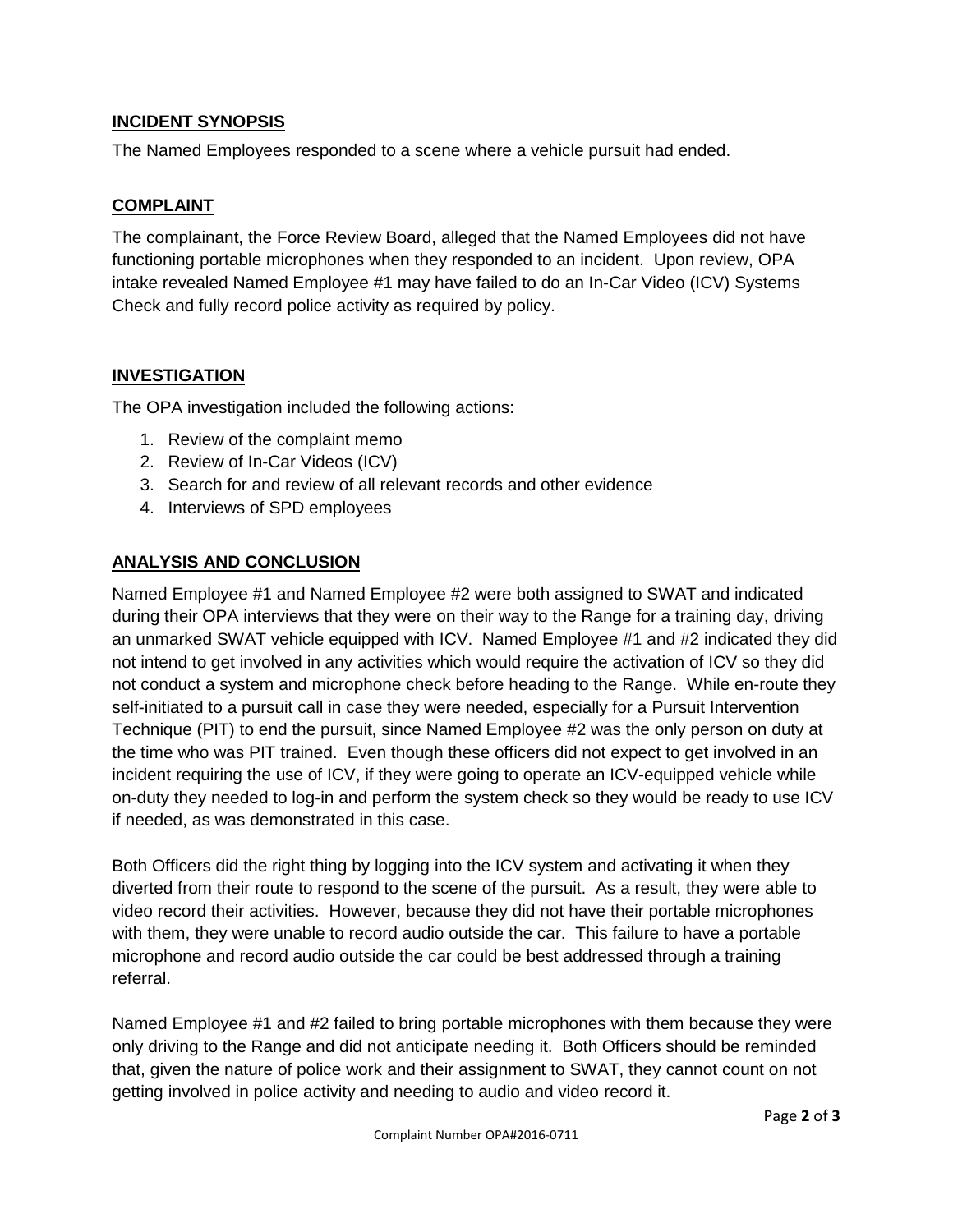## INCIDENT SYNOPSIS

The Named Employees responded to a scene where a vehicle pursuit had ended.

## COMPLAINT

The complainant, the Force Review Board, alleged that the Named Employees did not have functioning portable microphones when they responded to an incident. Upon review, OPA intake revealed Named Employee #1 may have failed to do an In-Car Video (ICV) Systems Check and fully record police activity as required by policy.

## INVESTIGATION

The OPA investigation included the following actions:

1. Review of the complaint memo
2. Review of In-Car Videos (ICV)
3. Search for and review of all relevant records and other evidence
4. Interviews of SPD employees

## ANALYSIS AND CONCLUSION

Named Employee #1 and Named Employee #2 were both assigned to SWAT and indicated during their OPA interviews that they were on their way to the Range for a training day, driving an unmarked SWAT vehicle equipped with ICV. Named Employee #1 and #2 indicated they did not intend to get involved in any activities which would require the activation of ICV so they did not conduct a system and microphone check before heading to the Range. While en-route they self-initiated to a pursuit call in case they were needed, especially for a Pursuit Intervention Technique (PIT) to end the pursuit, since Named Employee #2 was the only person on duty at the time who was PIT trained. Even though these officers did not expect to get involved in an incident requiring the use of ICV, if they were going to operate an ICV-equipped vehicle while on-duty they needed to log-in and perform the system check so they would be ready to use ICV if needed, as was demonstrated in this case.

Both Officers did the right thing by logging into the ICV system and activating it when they diverted from their route to respond to the scene of the pursuit. As a result, they were able to video record their activities. However, because they did not have their portable microphones with them, they were unable to record audio outside the car. This failure to have a portable microphone and record audio outside the car could be best addressed through a training referral.

Named Employee #1 and #2 failed to bring portable microphones with them because they were only driving to the Range and did not anticipate needing it. Both Officers should be reminded that, given the nature of police work and their assignment to SWAT, they cannot count on not getting involved in police activity and needing to audio and video record it.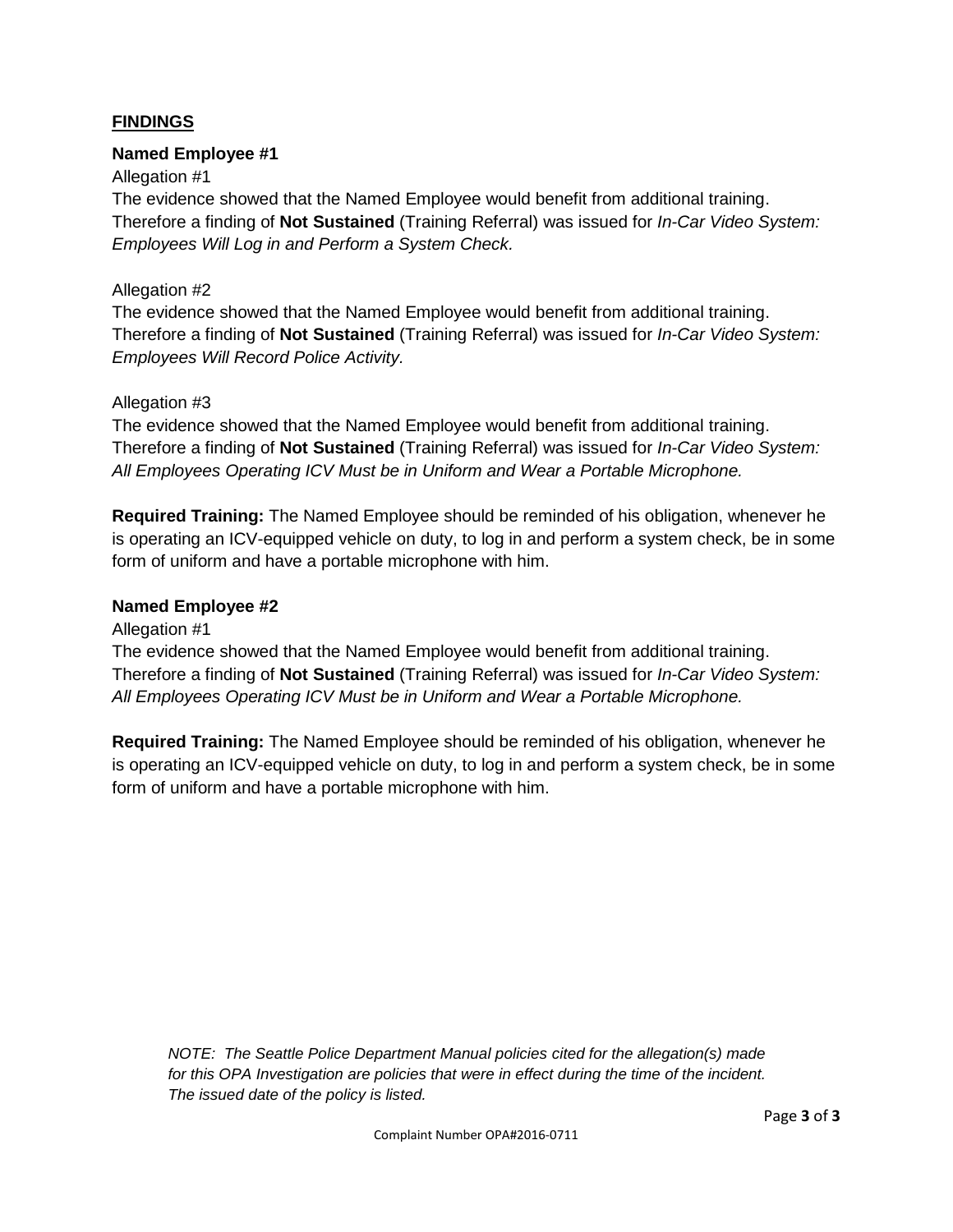## FINDINGS

### Named Employee #1

Allegation #1

The evidence showed that the Named Employee would benefit from additional training. Therefore a finding of **Not Sustained** (Training Referral) was issued for *In-Car Video System: Employees Will Log in and Perform a System Check.*

Allegation #2

The evidence showed that the Named Employee would benefit from additional training. Therefore a finding of **Not Sustained** (Training Referral) was issued for *In-Car Video System: Employees Will Record Police Activity.*

Allegation #3

The evidence showed that the Named Employee would benefit from additional training. Therefore a finding of **Not Sustained** (Training Referral) was issued for *In-Car Video System: All Employees Operating ICV Must be in Uniform and Wear a Portable Microphone.*

**Required Training:** The Named Employee should be reminded of his obligation, whenever he is operating an ICV-equipped vehicle on duty, to log in and perform a system check, be in some form of uniform and have a portable microphone with him.

### Named Employee #2

Allegation #1

The evidence showed that the Named Employee would benefit from additional training. Therefore a finding of **Not Sustained** (Training Referral) was issued for *In-Car Video System: All Employees Operating ICV Must be in Uniform and Wear a Portable Microphone.*

**Required Training:** The Named Employee should be reminded of his obligation, whenever he is operating an ICV-equipped vehicle on duty, to log in and perform a system check, be in some form of uniform and have a portable microphone with him.

*NOTE: The Seattle Police Department Manual policies cited for the allegation(s) made for this OPA Investigation are policies that were in effect during the time of the incident. The issued date of the policy is listed.*

Complaint Number OPA#2016-0711